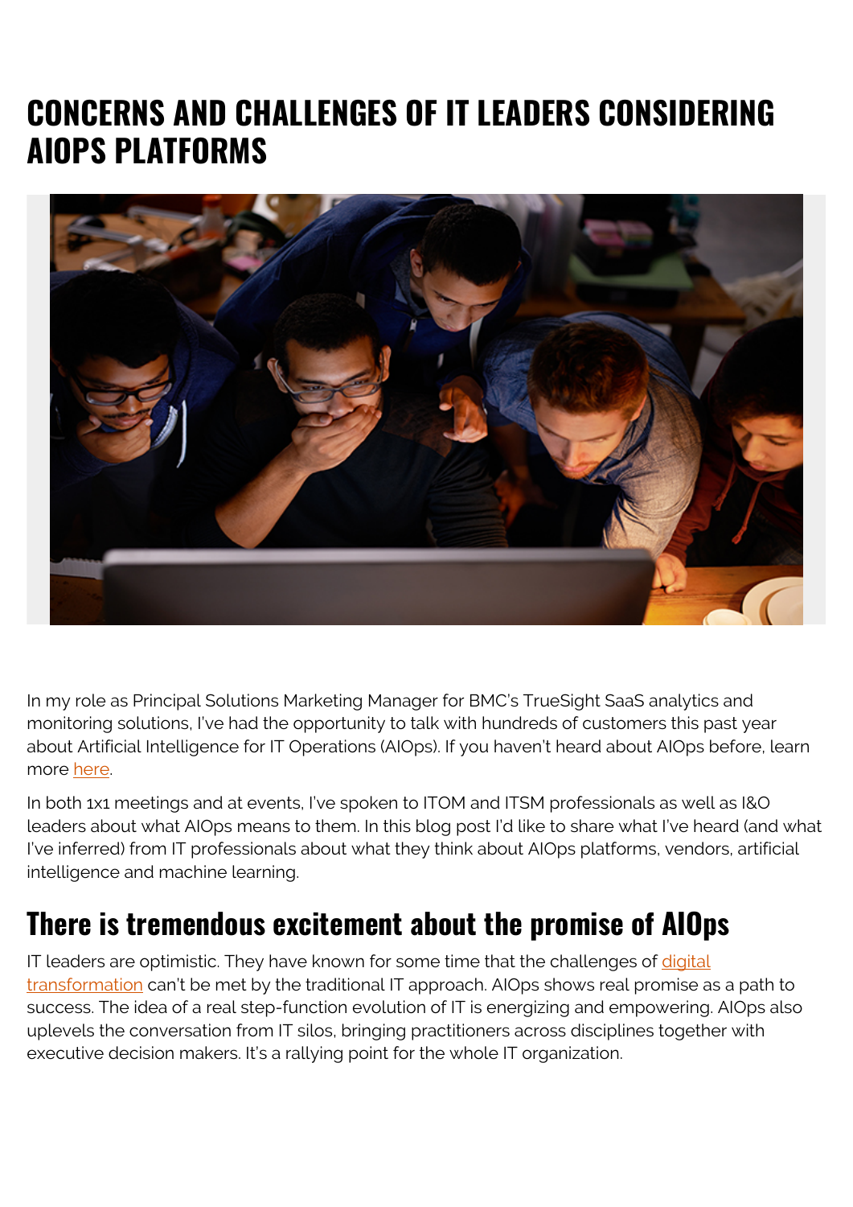# CONCERNS AND CHALLENGES OF IT LEADERS CONSIDERING AIOPS PLATFORMS

In my role as Principal Solutions Marketing Manager for BMC's TrueSight SaaS analytics and monitoring solutions, I've had the opportunity to talk with hundreds of customers this past year about Artificial Intelligence for IT Operations (AIOps). If you haven't heard about AIOps before, learn more here.

In both 1x1 meetings and at events, I've spoken to ITOM and ITSM professionals as well as I&O leaders about what AIOps means to them. In this blog post I'd like to share what I've heard (and what I've inferred) from IT professionals about what they think about AIOps platforms, vendors, artificial intelligence and machine learning.

## There is tremendous excitement about the promise of AIOps

IT leaders are optimistic. They have known for some time that the challenges of digital transformation can't be met by the traditional IT approach. AIOps shows real promise as a path to success. The idea of a real step-function evolution of IT is energizing and empowering. AIOps also uplevels the conversation from IT silos, bringing practitioners across disciplines together with executive decision makers. It's a rallying point for the whole IT organization.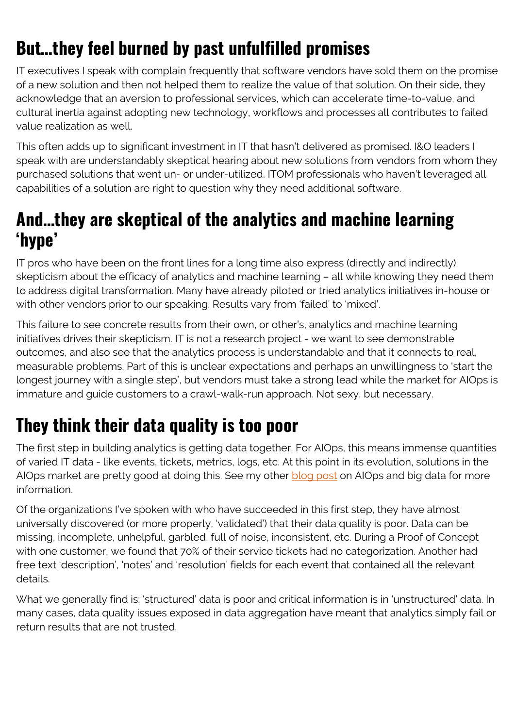## But…they feel burned by past unfulfilled promises

IT executives I speak with complain frequently that software vendors have sold them on the promise of a new solution and then not helped them to realize the value of that solution. On their side, they acknowledge that an aversion to professional services, which can accelerate time-to-value, and cultural inertia against adopting new technology, workflows and processes all contributes to failed value realization as well.

This often adds up to significant investment in IT that hasn't delivered as promised. I&O leaders I speak with are understandably skeptical hearing about new solutions from vendors from whom they purchased solutions that went un- or under-utilized. ITOM professionals who haven't leveraged all capabilities of a solution are right to question why they need additional software.

## And…they are skeptical of the analytics and machine learning 'hype'

IT pros who have been on the front lines for a long time also express (directly and indirectly) skepticism about the efficacy of analytics and machine learning – all while knowing they need them to address digital transformation. Many have already piloted or tried analytics initiatives in-house or with other vendors prior to our speaking. Results vary from 'failed' to 'mixed'.

This failure to see concrete results from their own, or other's, analytics and machine learning initiatives drives their skepticism. IT is not a research project - we want to see demonstrable outcomes, and also see that the analytics process is understandable and that it connects to real, measurable problems. Part of this is unclear expectations and perhaps an unwillingness to 'start the longest journey with a single step', but vendors must take a strong lead while the market for AIOps is immature and guide customers to a crawl-walk-run approach. Not sexy, but necessary.

## They think their data quality is too poor

The first step in building analytics is getting data together. For AIOps, this means immense quantities of varied IT data - like events, tickets, metrics, logs, etc. At this point in its evolution, solutions in the AIOps market are pretty good at doing this. See my other [blog post](#) on AIOps and big data for more information.

Of the organizations I've spoken with who have succeeded in this first step, they have almost universally discovered (or more properly, 'validated') that their data quality is poor. Data can be missing, incomplete, unhelpful, garbled, full of noise, inconsistent, etc. During a Proof of Concept with one customer, we found that 70% of their service tickets had no categorization. Another had free text 'description', 'notes' and 'resolution' fields for each event that contained all the relevant details.

What we generally find is: 'structured' data is poor and critical information is in 'unstructured' data. In many cases, data quality issues exposed in data aggregation have meant that analytics simply fail or return results that are not trusted.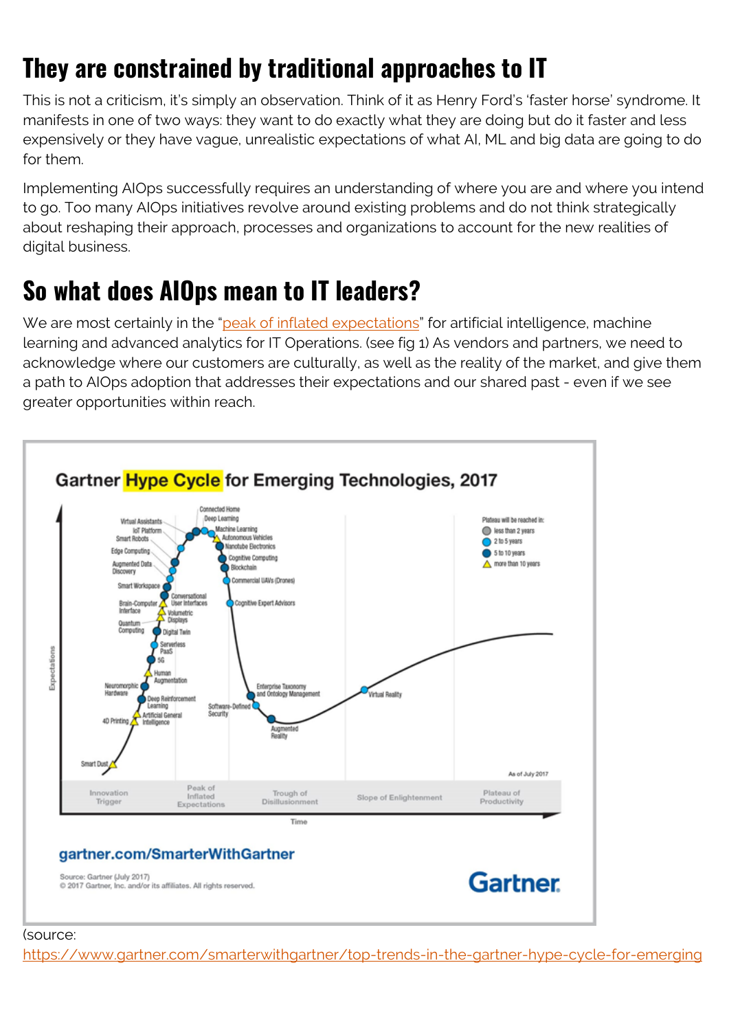## They are constrained by traditional approaches to IT

This is not a criticism, it's simply an observation. Think of it as Henry Ford's 'faster horse' syndrome. It manifests in one of two ways: they want to do exactly what they are doing but do it faster and less expensively or they have vague, unrealistic expectations of what AI, ML and big data are going to do for them.

Implementing AIOps successfully requires an understanding of where you are and where you intend to go. Too many AIOps initiatives revolve around existing problems and do not think strategically about reshaping their approach, processes and organizations to account for the new realities of digital business.

## So what does AIOps mean to IT leaders?

We are most certainly in the "peak of inflated expectations" for artificial intelligence, machine learning and advanced analytics for IT Operations. (see fig 1) As vendors and partners, we need to acknowledge where our customers are culturally, as well as the reality of the market, and give them a path to AIOps adoption that addresses their expectations and our shared past - even if we see greater opportunities within reach.

(source: https://www.gartner.com/smarterwithgartner/top-trends-in-the-gartner-hype-cycle-for-emerging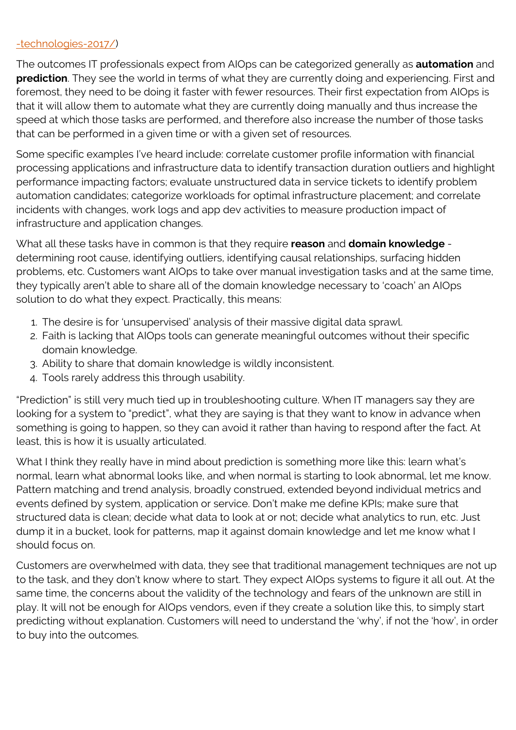-technologies-2017/)

The outcomes IT professionals expect from AIOps can be categorized generally as **automation** and **prediction**. They see the world in terms of what they are currently doing and experiencing. First and foremost, they need to be doing it faster with fewer resources. Their first expectation from AIOps is that it will allow them to automate what they are currently doing manually and thus increase the speed at which those tasks are performed, and therefore also increase the number of those tasks that can be performed in a given time or with a given set of resources.

Some specific examples I've heard include: correlate customer profile information with financial processing applications and infrastructure data to identify transaction duration outliers and highlight performance impacting factors; evaluate unstructured data in service tickets to identify problem automation candidates; categorize workloads for optimal infrastructure placement; and correlate incidents with changes, work logs and app dev activities to measure production impact of infrastructure and application changes.

What all these tasks have in common is that they require **reason** and **domain knowledge** - determining root cause, identifying outliers, identifying causal relationships, surfacing hidden problems, etc. Customers want AIOps to take over manual investigation tasks and at the same time, they typically aren't able to share all of the domain knowledge necessary to 'coach' an AIOps solution to do what they expect. Practically, this means:

1. The desire is for 'unsupervised' analysis of their massive digital data sprawl.
2. Faith is lacking that AIOps tools can generate meaningful outcomes without their specific domain knowledge.
3. Ability to share that domain knowledge is wildly inconsistent.
4. Tools rarely address this through usability.

"Prediction" is still very much tied up in troubleshooting culture. When IT managers say they are looking for a system to "predict", what they are saying is that they want to know in advance when something is going to happen, so they can avoid it rather than having to respond after the fact. At least, this is how it is usually articulated.

What I think they really have in mind about prediction is something more like this: learn what's normal, learn what abnormal looks like, and when normal is starting to look abnormal, let me know. Pattern matching and trend analysis, broadly construed, extended beyond individual metrics and events defined by system, application or service. Don't make me define KPIs; make sure that structured data is clean; decide what data to look at or not; decide what analytics to run, etc. Just dump it in a bucket, look for patterns, map it against domain knowledge and let me know what I should focus on.

Customers are overwhelmed with data, they see that traditional management techniques are not up to the task, and they don't know where to start. They expect AIOps systems to figure it all out. At the same time, the concerns about the validity of the technology and fears of the unknown are still in play. It will not be enough for AIOps vendors, even if they create a solution like this, to simply start predicting without explanation. Customers will need to understand the 'why', if not the 'how', in order to buy into the outcomes.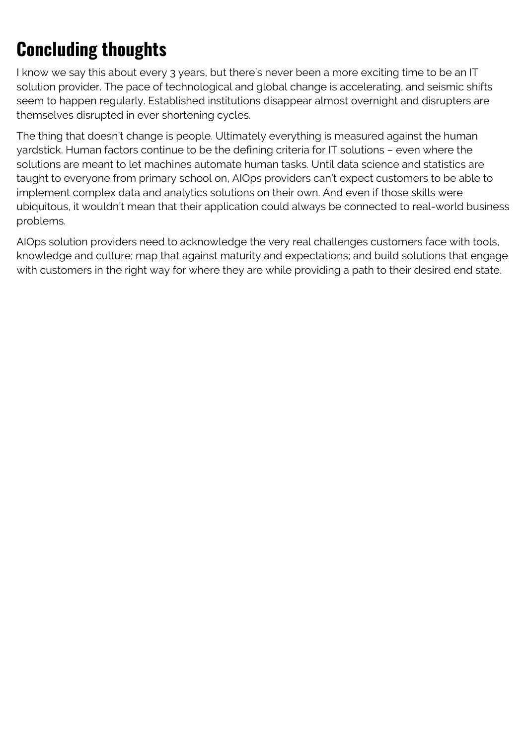## Concluding thoughts

I know we say this about every 3 years, but there's never been a more exciting time to be an IT solution provider. The pace of technological and global change is accelerating, and seismic shifts seem to happen regularly. Established institutions disappear almost overnight and disrupters are themselves disrupted in ever shortening cycles.

The thing that doesn't change is people. Ultimately everything is measured against the human yardstick. Human factors continue to be the defining criteria for IT solutions – even where the solutions are meant to let machines automate human tasks. Until data science and statistics are taught to everyone from primary school on, AIOps providers can't expect customers to be able to implement complex data and analytics solutions on their own. And even if those skills were ubiquitous, it wouldn't mean that their application could always be connected to real-world business problems.

AIOps solution providers need to acknowledge the very real challenges customers face with tools, knowledge and culture; map that against maturity and expectations; and build solutions that engage with customers in the right way for where they are while providing a path to their desired end state.